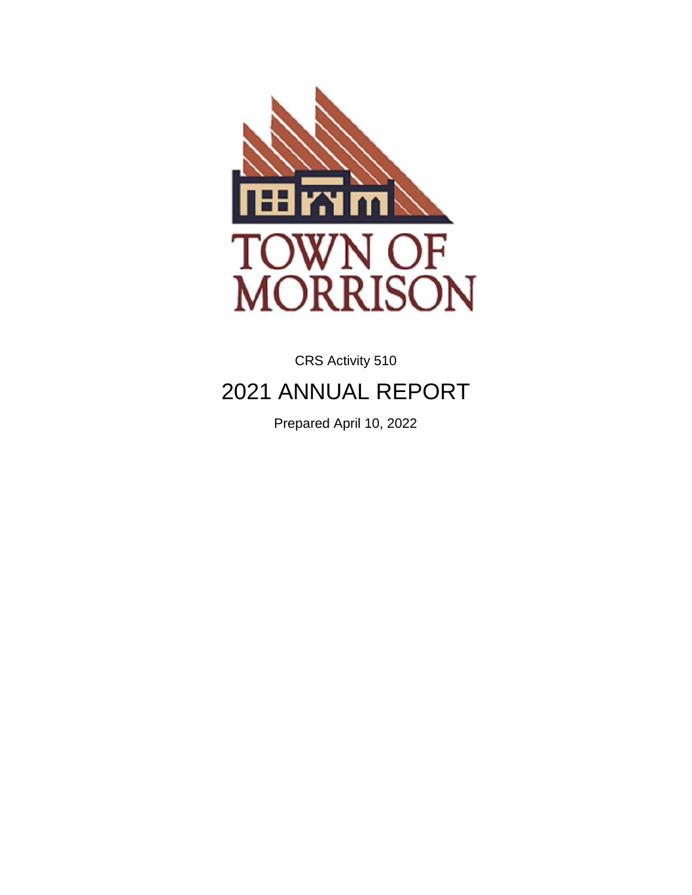TOWN OF MORRISON

CRS Activity 510

# 2021 ANNUAL REPORT

Prepared April 10, 2022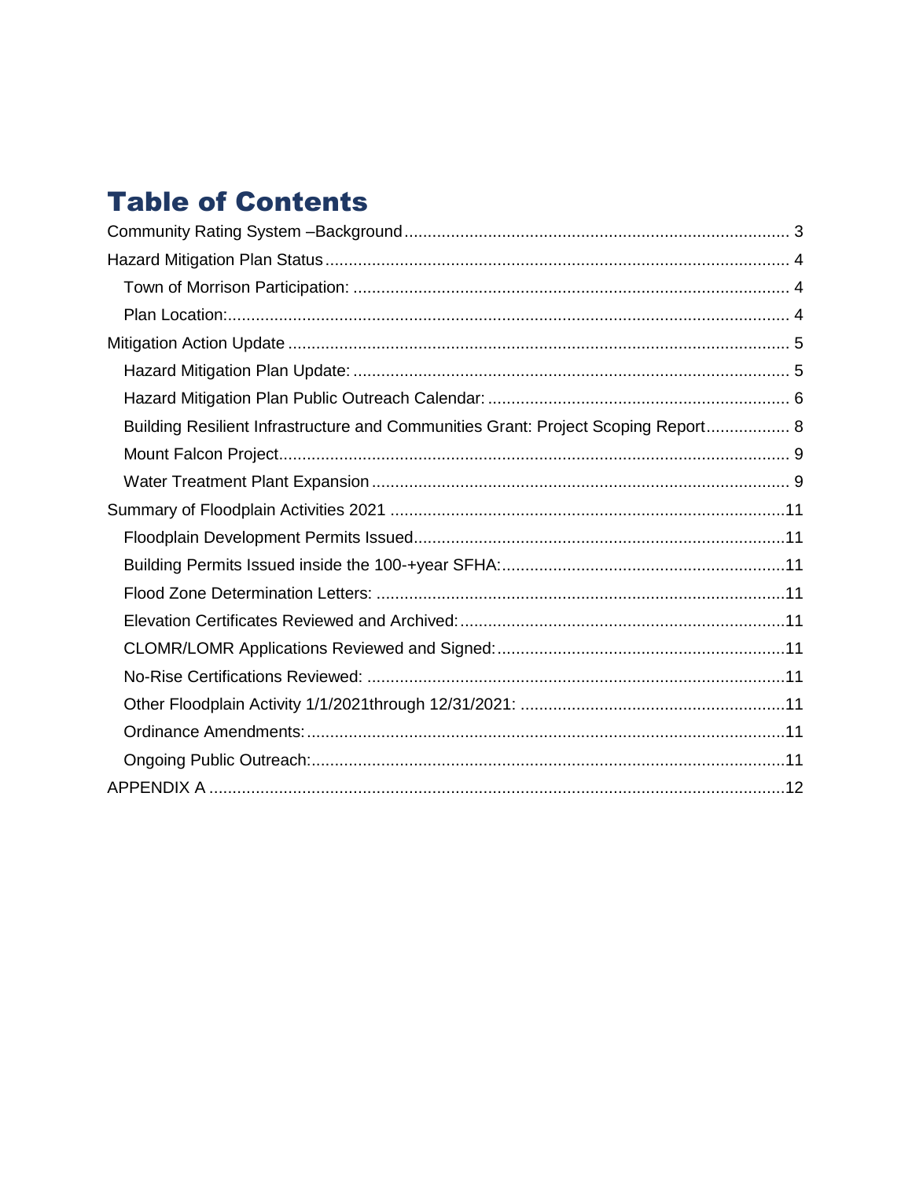# Table of Contents

Community Rating System –Background ........ 3

Hazard Mitigation Plan Status ........ 4

- Town of Morrison Participation: ........ 4
- Plan Location: ........ 4

Mitigation Action Update ........ 5

- Hazard Mitigation Plan Update: ........ 5
- Hazard Mitigation Plan Public Outreach Calendar: ........ 6
- Building Resilient Infrastructure and Communities Grant: Project Scoping Report ........ 8
- Mount Falcon Project ........ 9
- Water Treatment Plant Expansion ........ 9

Summary of Floodplain Activities 2021 ........ 11

- Floodplain Development Permits Issued ........ 11
- Building Permits Issued inside the 100-+year SFHA: ........ 11
- Flood Zone Determination Letters: ........ 11
- Elevation Certificates Reviewed and Archived: ........ 11
- CLOMR/LOMR Applications Reviewed and Signed: ........ 11
- No-Rise Certifications Reviewed: ........ 11
- Other Floodplain Activity 1/1/2021through 12/31/2021: ........ 11
- Ordinance Amendments: ........ 11
- Ongoing Public Outreach: ........ 11

APPENDIX A ........ 12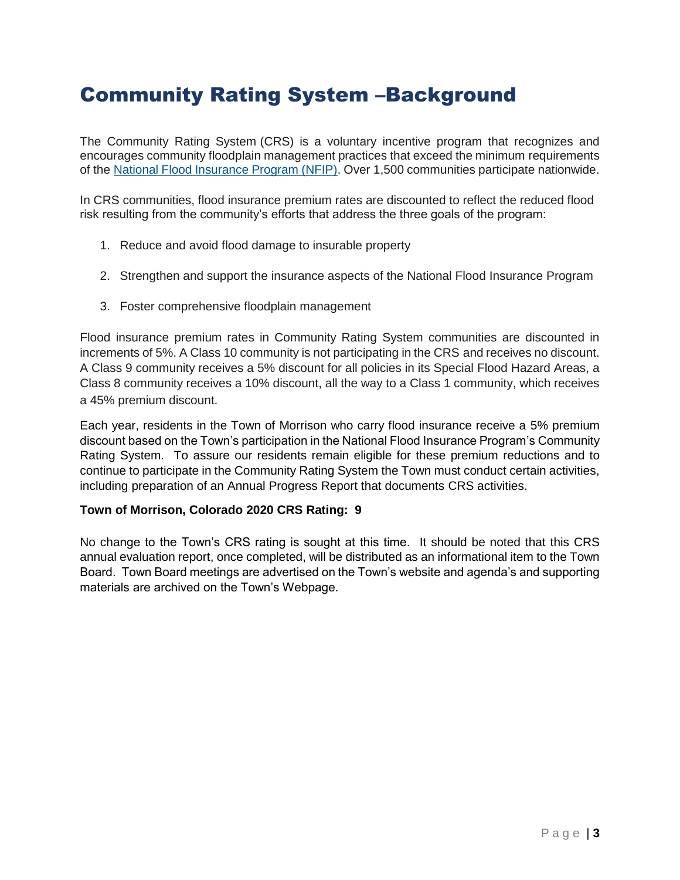# Community Rating System –Background

The Community Rating System (CRS) is a voluntary incentive program that recognizes and encourages community floodplain management practices that exceed the minimum requirements of the [National Flood Insurance Program (NFIP)](). Over 1,500 communities participate nationwide.

In CRS communities, flood insurance premium rates are discounted to reflect the reduced flood risk resulting from the community's efforts that address the three goals of the program:

1. Reduce and avoid flood damage to insurable property
2. Strengthen and support the insurance aspects of the National Flood Insurance Program
3. Foster comprehensive floodplain management

Flood insurance premium rates in Community Rating System communities are discounted in increments of 5%. A Class 10 community is not participating in the CRS and receives no discount. A Class 9 community receives a 5% discount for all policies in its Special Flood Hazard Areas, a Class 8 community receives a 10% discount, all the way to a Class 1 community, which receives a 45% premium discount.

Each year, residents in the Town of Morrison who carry flood insurance receive a 5% premium discount based on the Town's participation in the National Flood Insurance Program's Community Rating System. To assure our residents remain eligible for these premium reductions and to continue to participate in the Community Rating System the Town must conduct certain activities, including preparation of an Annual Progress Report that documents CRS activities.

**Town of Morrison, Colorado 2020 CRS Rating: 9**

No change to the Town's CRS rating is sought at this time. It should be noted that this CRS annual evaluation report, once completed, will be distributed as an informational item to the Town Board. Town Board meetings are advertised on the Town's website and agenda's and supporting materials are archived on the Town's Webpage.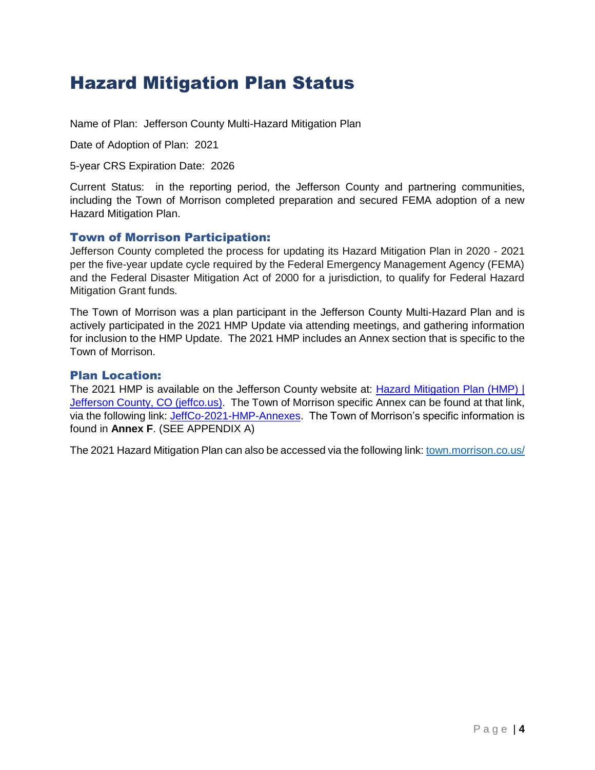# Hazard Mitigation Plan Status

Name of Plan: Jefferson County Multi-Hazard Mitigation Plan

Date of Adoption of Plan: 2021

5-year CRS Expiration Date: 2026

Current Status: in the reporting period, the Jefferson County and partnering communities, including the Town of Morrison completed preparation and secured FEMA adoption of a new Hazard Mitigation Plan.

## Town of Morrison Participation:

Jefferson County completed the process for updating its Hazard Mitigation Plan in 2020 - 2021 per the five-year update cycle required by the Federal Emergency Management Agency (FEMA) and the Federal Disaster Mitigation Act of 2000 for a jurisdiction, to qualify for Federal Hazard Mitigation Grant funds.

The Town of Morrison was a plan participant in the Jefferson County Multi-Hazard Plan and is actively participated in the 2021 HMP Update via attending meetings, and gathering information for inclusion to the HMP Update. The 2021 HMP includes an Annex section that is specific to the Town of Morrison.

## Plan Location:

The 2021 HMP is available on the Jefferson County website at: Hazard Mitigation Plan (HMP) | Jefferson County, CO (jeffco.us). The Town of Morrison specific Annex can be found at that link, via the following link: JeffCo-2021-HMP-Annexes. The Town of Morrison's specific information is found in **Annex F**. (SEE APPENDIX A)

The 2021 Hazard Mitigation Plan can also be accessed via the following link: town.morrison.co.us/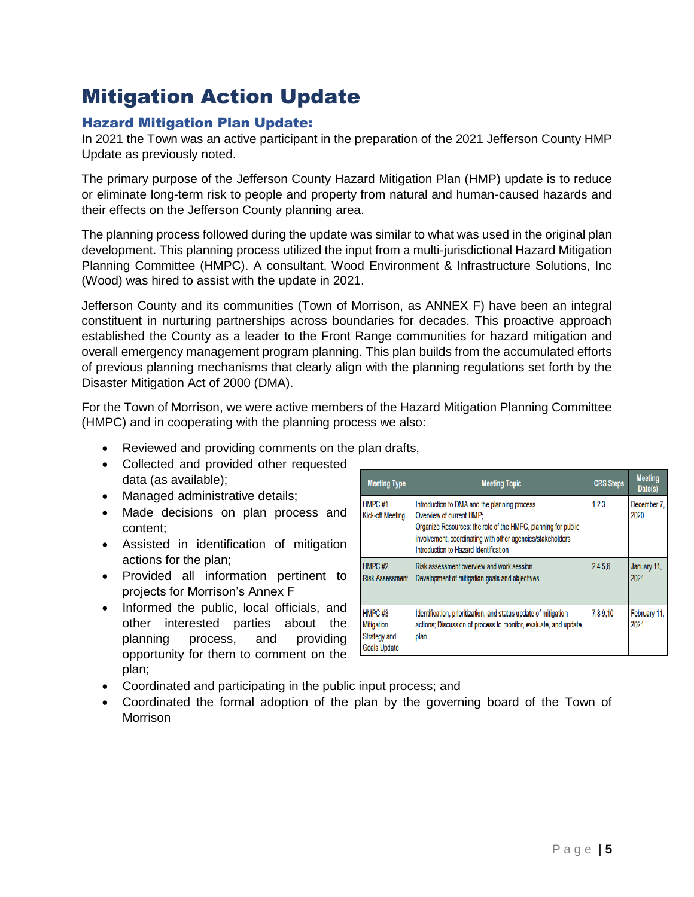# Mitigation Action Update

## Hazard Mitigation Plan Update:

In 2021 the Town was an active participant in the preparation of the 2021 Jefferson County HMP Update as previously noted.

The primary purpose of the Jefferson County Hazard Mitigation Plan (HMP) update is to reduce or eliminate long-term risk to people and property from natural and human-caused hazards and their effects on the Jefferson County planning area.

The planning process followed during the update was similar to what was used in the original plan development. This planning process utilized the input from a multi-jurisdictional Hazard Mitigation Planning Committee (HMPC). A consultant, Wood Environment & Infrastructure Solutions, Inc (Wood) was hired to assist with the update in 2021.

Jefferson County and its communities (Town of Morrison, as ANNEX F) have been an integral constituent in nurturing partnerships across boundaries for decades. This proactive approach established the County as a leader to the Front Range communities for hazard mitigation and overall emergency management program planning. This plan builds from the accumulated efforts of previous planning mechanisms that clearly align with the planning regulations set forth by the Disaster Mitigation Act of 2000 (DMA).

For the Town of Morrison, we were active members of the Hazard Mitigation Planning Committee (HMPC) and in cooperating with the planning process we also:

- Reviewed and providing comments on the plan drafts,
- Collected and provided other requested data (as available);
- Managed administrative details;
- Made decisions on plan process and content;
- Assisted in identification of mitigation actions for the plan;
- Provided all information pertinent to projects for Morrison's Annex F
- Informed the public, local officials, and other interested parties about the planning process, and providing opportunity for them to comment on the plan;
- Coordinated and participating in the public input process; and
- Coordinated the formal adoption of the plan by the governing board of the Town of Morrison

| Meeting Type | Meeting Topic | CRS Steps | Meeting Date(s) |
|---|---|---|---|
| HMPC #1 Kick-off Meeting | Introduction to DMA and the planning process<br>Overview of current HMP;<br>Organize Resources: the role of the HMPC, planning for public involvement, coordinating with other agencies/stakeholders<br>Introduction to Hazard Identification | 1,2,3 | December 7, 2020 |
| HMPC #2 Risk Assessment | Risk assessment overview and work session<br>Development of mitigation goals and objectives; | 2,4,5,6 | January 11, 2021 |
| HMPC #3 Mitigation Strategy and Goals Update | Identification, prioritization, and status update of mitigation actions; Discussion of process to monitor, evaluate, and update plan | 7,8,9,10 | February 11, 2021 |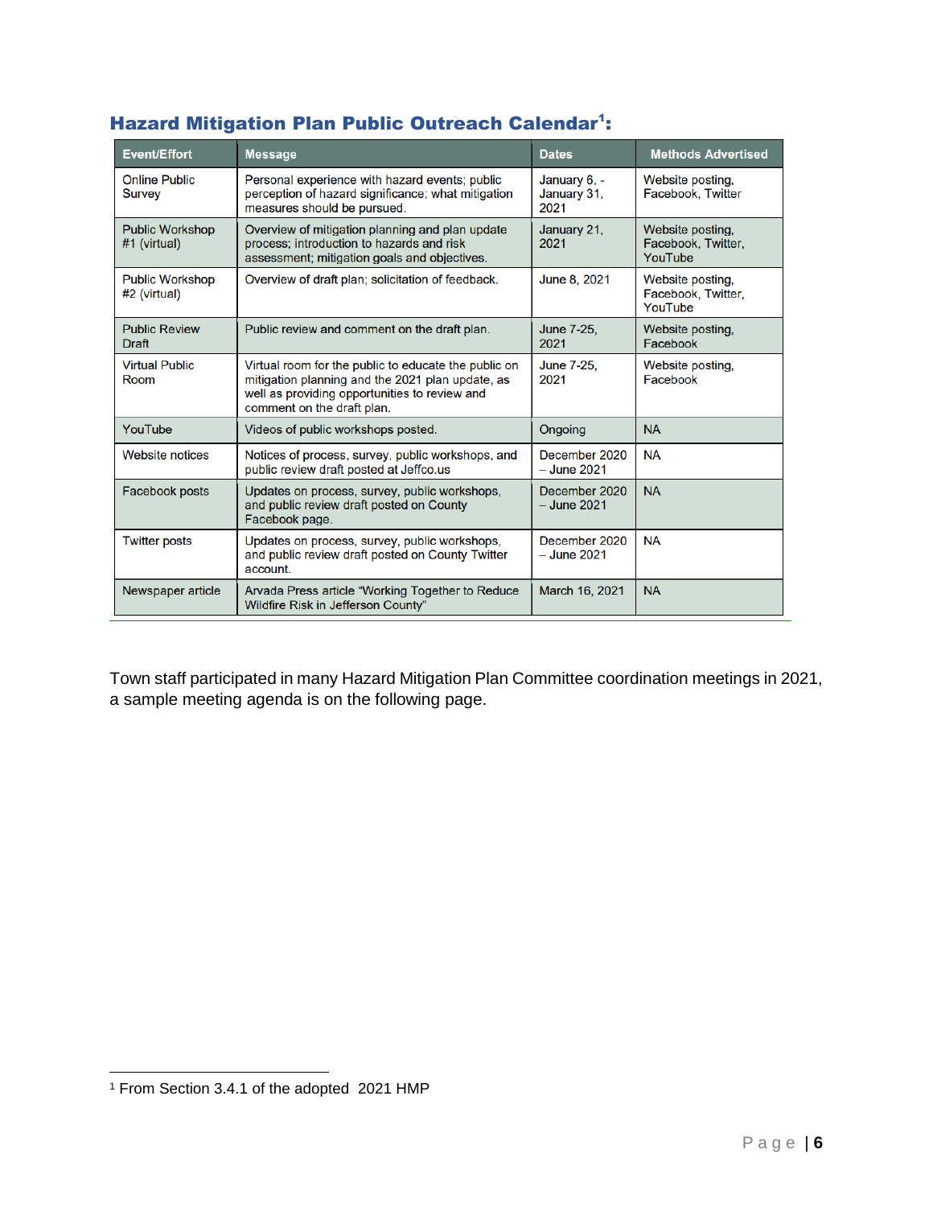## Hazard Mitigation Plan Public Outreach Calendar[1]:

| Event/Effort | Message | Dates | Methods Advertised |
|---|---|---|---|
| Online Public Survey | Personal experience with hazard events; public perception of hazard significance; what mitigation measures should be pursued. | January 6, - January 31, 2021 | Website posting, Facebook, Twitter |
| Public Workshop #1 (virtual) | Overview of mitigation planning and plan update process; introduction to hazards and risk assessment; mitigation goals and objectives. | January 21, 2021 | Website posting, Facebook, Twitter, YouTube |
| Public Workshop #2 (virtual) | Overview of draft plan; solicitation of feedback. | June 8, 2021 | Website posting, Facebook, Twitter, YouTube |
| Public Review Draft | Public review and comment on the draft plan. | June 7-25, 2021 | Website posting, Facebook |
| Virtual Public Room | Virtual room for the public to educate the public on mitigation planning and the 2021 plan update, as well as providing opportunities to review and comment on the draft plan. | June 7-25, 2021 | Website posting, Facebook |
| YouTube | Videos of public workshops posted. | Ongoing | NA |
| Website notices | Notices of process, survey, public workshops, and public review draft posted at Jeffco.us | December 2020 – June 2021 | NA |
| Facebook posts | Updates on process, survey, public workshops, and public review draft posted on County Facebook page. | December 2020 – June 2021 | NA |
| Twitter posts | Updates on process, survey, public workshops, and public review draft posted on County Twitter account. | December 2020 – June 2021 | NA |
| Newspaper article | Arvada Press article "Working Together to Reduce Wildfire Risk in Jefferson County" | March 16, 2021 | NA |

Town staff participated in many Hazard Mitigation Plan Committee coordination meetings in 2021, a sample meeting agenda is on the following page.

[1] From Section 3.4.1 of the adopted 2021 HMP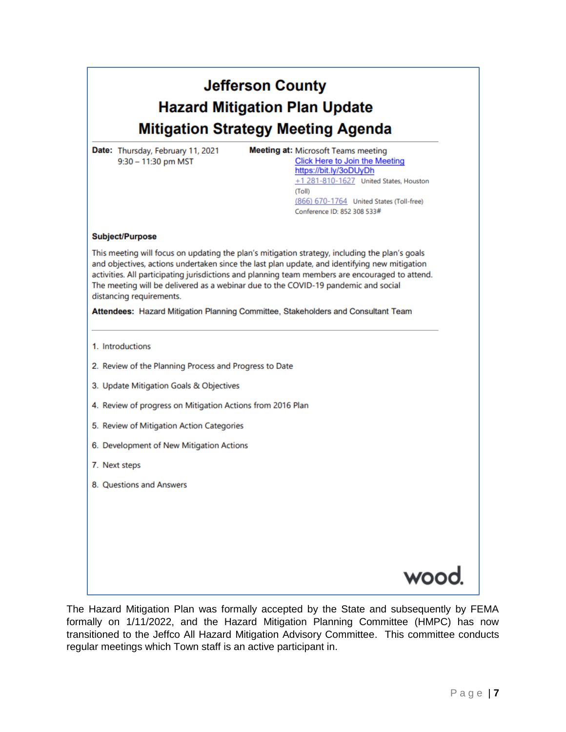# Jefferson County
## Hazard Mitigation Plan Update
## Mitigation Strategy Meeting Agenda

**Date:** Thursday, February 11, 2021
9:30 – 11:30 pm MST

**Meeting at:** Microsoft Teams meeting
Click Here to Join the Meeting
https://bit.ly/3oDUyDh
+1 281-810-1627 United States, Houston (Toll)
(866) 670-1764 United States (Toll-free)
Conference ID: 852 308 533#

**Subject/Purpose**

This meeting will focus on updating the plan's mitigation strategy, including the plan's goals and objectives, actions undertaken since the last plan update, and identifying new mitigation activities. All participating jurisdictions and planning team members are encouraged to attend. The meeting will be delivered as a webinar due to the COVID-19 pandemic and social distancing requirements.

**Attendees:** Hazard Mitigation Planning Committee, Stakeholders and Consultant Team

1. Introductions
2. Review of the Planning Process and Progress to Date
3. Update Mitigation Goals & Objectives
4. Review of progress on Mitigation Actions from 2016 Plan
5. Review of Mitigation Action Categories
6. Development of New Mitigation Actions
7. Next steps
8. Questions and Answers

wood.

The Hazard Mitigation Plan was formally accepted by the State and subsequently by FEMA formally on 1/11/2022, and the Hazard Mitigation Planning Committee (HMPC) has now transitioned to the Jeffco All Hazard Mitigation Advisory Committee. This committee conducts regular meetings which Town staff is an active participant in.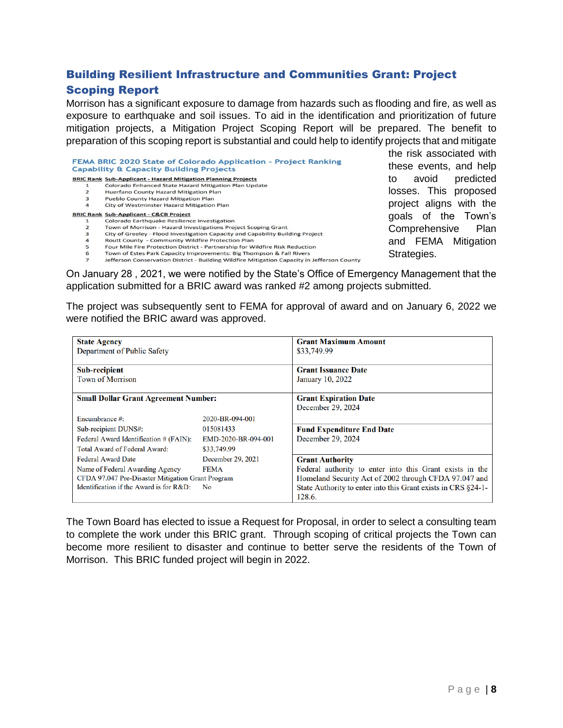## Building Resilient Infrastructure and Communities Grant: Project Scoping Report

Morrison has a significant exposure to damage from hazards such as flooding and fire, as well as exposure to earthquake and soil issues. To aid in the identification and prioritization of future mitigation projects, a Mitigation Project Scoping Report will be prepared. The benefit to preparation of this scoping report is substantial and could help to identify projects that and mitigate the risk associated with these events, and help to avoid predicted losses. This proposed project aligns with the goals of the Town's Comprehensive Plan and FEMA Mitigation Strategies.

**FEMA BRIC 2020 State of Colorado Application - Project Ranking Capability & Capacity Building Projects**

| BRIC Rank | Sub-Applicant - Hazard Mitigation Planning Projects |
|---|---|
| 1 | Colorado Enhanced State Hazard Mitigation Plan Update |
| 2 | Huerfano County Hazard Mitigation Plan |
| 3 | Pueblo County Hazard Mitigation Plan |
| 4 | City of Westminster Hazard Mitigation Plan |

| BRIC Rank | Sub-Applicant - C&CB Project |
|---|---|
| 1 | Colorado Earthquake Resilience Investigation |
| 2 | Town of Morrison - Hazard Investigations Project Scoping Grant |
| 3 | City of Greeley - Flood Investigation Capacity and Capability Building Project |
| 4 | Routt County - Community Wildfire Protection Plan |
| 5 | Four Mile Fire Protection District - Partnership for Wildfire Risk Reduction |
| 6 | Town of Estes Park Capacity Improvements: Big Thompson & Fall Rivers |
| 7 | Jefferson Conservation District - Building Wildfire Mitigation Capacity in Jefferson County |

On January 28 , 2021, we were notified by the State's Office of Emergency Management that the application submitted for a BRIC award was ranked #2 among projects submitted.

The project was subsequently sent to FEMA for approval of award and on January 6, 2022 we were notified the BRIC award was approved.

| | |
|---|---|
| **State Agency**<br>Department of Public Safety | **Grant Maximum Amount**<br>$33,749.99 |
| **Sub-recipient**<br>Town of Morrison | **Grant Issuance Date**<br>January 10, 2022 |
| **Small Dollar Grant Agreement Number:**<br><br>Encumbrance #: 2020-BR-094-001<br>Sub-recipient DUNS#: 015081433<br>Federal Award Identification # (FAIN): EMD-2020-BR-094-001<br>Total Award of Federal Award: $33,749.99<br>Federal Award Date: December 29, 2021<br>Name of Federal Awarding Agency: FEMA<br>CFDA 97.047 Pre-Disaster Mitigation Grant Program<br>Identification if the Award is for R&D: No | **Grant Expiration Date**<br>December 29, 2024<br><br>**Fund Expenditure End Date**<br>December 29, 2024<br><br>**Grant Authority**<br>Federal authority to enter into this Grant exists in the Homeland Security Act of 2002 through CFDA 97.047 and State Authority to enter into this Grant exists in CRS §24-1-128.6. |

The Town Board has elected to issue a Request for Proposal, in order to select a consulting team to complete the work under this BRIC grant. Through scoping of critical projects the Town can become more resilient to disaster and continue to better serve the residents of the Town of Morrison. This BRIC funded project will begin in 2022.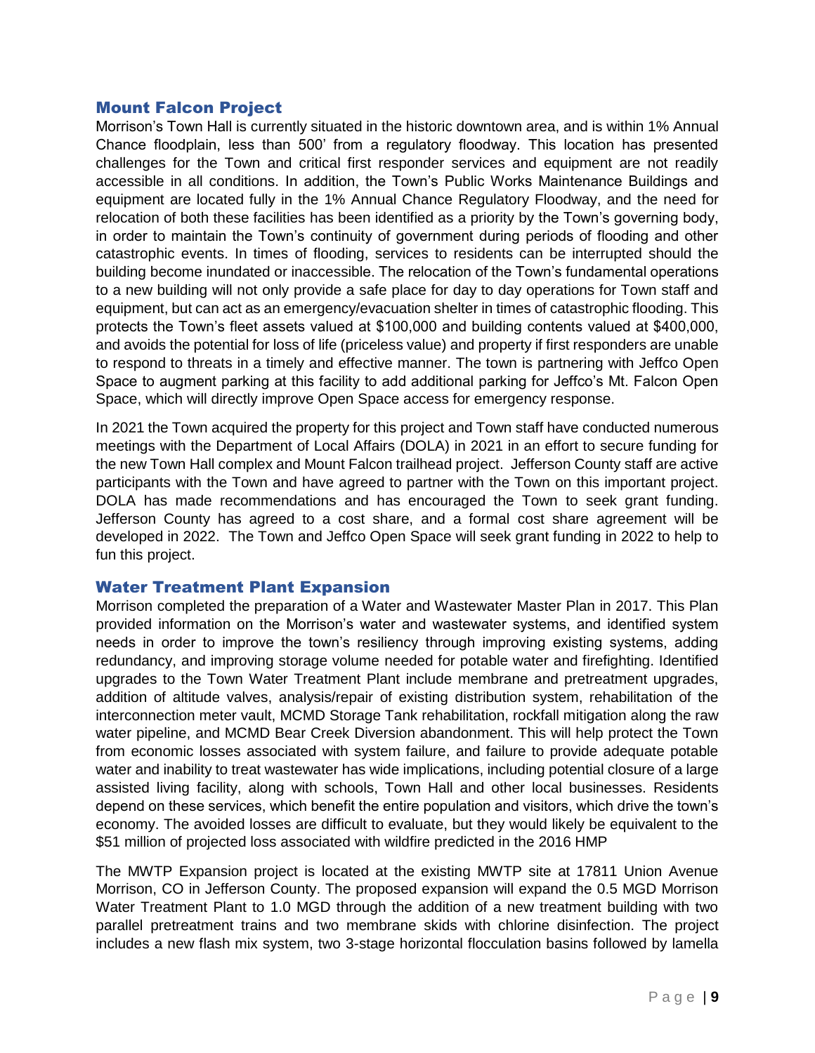## Mount Falcon Project

Morrison's Town Hall is currently situated in the historic downtown area, and is within 1% Annual Chance floodplain, less than 500' from a regulatory floodway. This location has presented challenges for the Town and critical first responder services and equipment are not readily accessible in all conditions. In addition, the Town's Public Works Maintenance Buildings and equipment are located fully in the 1% Annual Chance Regulatory Floodway, and the need for relocation of both these facilities has been identified as a priority by the Town's governing body, in order to maintain the Town's continuity of government during periods of flooding and other catastrophic events. In times of flooding, services to residents can be interrupted should the building become inundated or inaccessible. The relocation of the Town's fundamental operations to a new building will not only provide a safe place for day to day operations for Town staff and equipment, but can act as an emergency/evacuation shelter in times of catastrophic flooding. This protects the Town's fleet assets valued at $100,000 and building contents valued at $400,000, and avoids the potential for loss of life (priceless value) and property if first responders are unable to respond to threats in a timely and effective manner. The town is partnering with Jeffco Open Space to augment parking at this facility to add additional parking for Jeffco's Mt. Falcon Open Space, which will directly improve Open Space access for emergency response.

In 2021 the Town acquired the property for this project and Town staff have conducted numerous meetings with the Department of Local Affairs (DOLA) in 2021 in an effort to secure funding for the new Town Hall complex and Mount Falcon trailhead project. Jefferson County staff are active participants with the Town and have agreed to partner with the Town on this important project. DOLA has made recommendations and has encouraged the Town to seek grant funding. Jefferson County has agreed to a cost share, and a formal cost share agreement will be developed in 2022. The Town and Jeffco Open Space will seek grant funding in 2022 to help to fun this project.

## Water Treatment Plant Expansion

Morrison completed the preparation of a Water and Wastewater Master Plan in 2017. This Plan provided information on the Morrison's water and wastewater systems, and identified system needs in order to improve the town's resiliency through improving existing systems, adding redundancy, and improving storage volume needed for potable water and firefighting. Identified upgrades to the Town Water Treatment Plant include membrane and pretreatment upgrades, addition of altitude valves, analysis/repair of existing distribution system, rehabilitation of the interconnection meter vault, MCMD Storage Tank rehabilitation, rockfall mitigation along the raw water pipeline, and MCMD Bear Creek Diversion abandonment. This will help protect the Town from economic losses associated with system failure, and failure to provide adequate potable water and inability to treat wastewater has wide implications, including potential closure of a large assisted living facility, along with schools, Town Hall and other local businesses. Residents depend on these services, which benefit the entire population and visitors, which drive the town's economy. The avoided losses are difficult to evaluate, but they would likely be equivalent to the $51 million of projected loss associated with wildfire predicted in the 2016 HMP

The MWTP Expansion project is located at the existing MWTP site at 17811 Union Avenue Morrison, CO in Jefferson County. The proposed expansion will expand the 0.5 MGD Morrison Water Treatment Plant to 1.0 MGD through the addition of a new treatment building with two parallel pretreatment trains and two membrane skids with chlorine disinfection. The project includes a new flash mix system, two 3-stage horizontal flocculation basins followed by lamella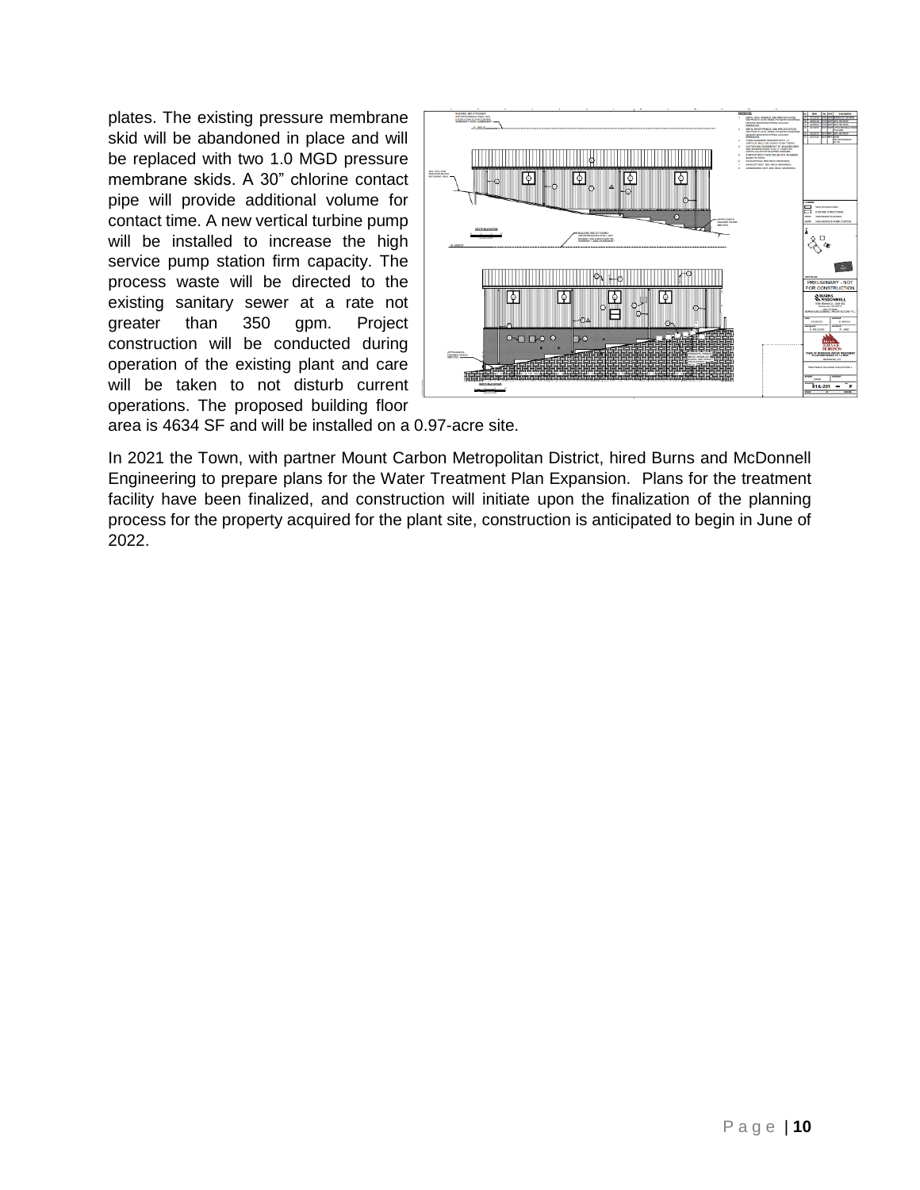plates. The existing pressure membrane skid will be abandoned in place and will be replaced with two 1.0 MGD pressure membrane skids. A 30" chlorine contact pipe will provide additional volume for contact time. A new vertical turbine pump will be installed to increase the high service pump station firm capacity. The process waste will be directed to the existing sanitary sewer at a rate not greater than 350 gpm. Project construction will be conducted during operation of the existing plant and care will be taken to not disturb current operations. The proposed building floor area is 4634 SF and will be installed on a 0.97-acre site.

In 2021 the Town, with partner Mount Carbon Metropolitan District, hired Burns and McDonnell Engineering to prepare plans for the Water Treatment Plan Expansion. Plans for the treatment facility have been finalized, and construction will initiate upon the finalization of the planning process for the property acquired for the plant site, construction is anticipated to begin in June of 2022.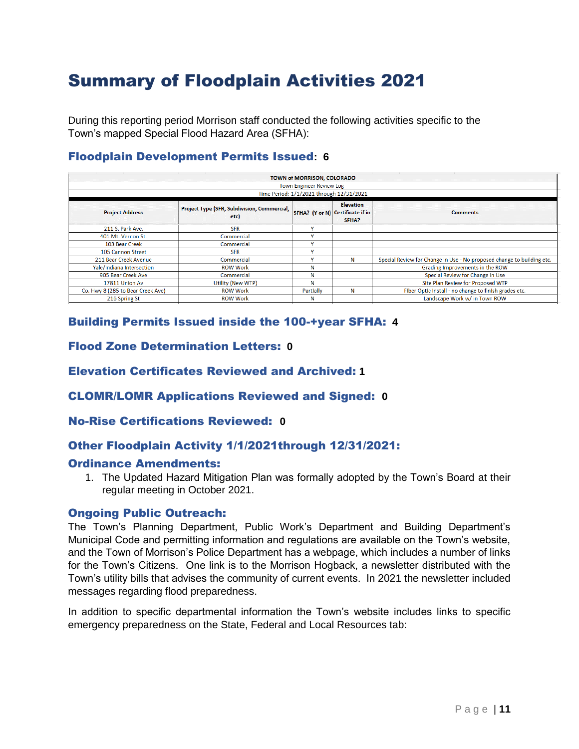# Summary of Floodplain Activities 2021

During this reporting period Morrison staff conducted the following activities specific to the Town's mapped Special Flood Hazard Area (SFHA):

### Floodplain Development Permits Issued: 6

| TOWN of MORRISON, COLORADO<br>Town Engineer Review Log<br>Time Period: 1/1/2021 through 12/31/2021 | | | | |
|---|---|---|---|---|
| **Project Address** | **Project Type (SFR, Subdivision, Commercial, etc)** | **SFHA? (Y or N)** | **Elevation Certificate if in SFHA?** | **Comments** |
| 211 S. Park Ave. | SFR | Y | | |
| 401 Mt. Vernon St. | Commercial | Y | | |
| 103 Bear Creek | Commercial | Y | | |
| 105 Cannon Street | SFR | Y | | |
| 211 Bear Creek Avenue | Commercial | Y | N | Special Review for Change in Use - No proposed change to building etc. |
| Yale/Indiana Intersection | ROW Work | N | | Grading Improvements in the ROW |
| 905 Bear Creek Ave | Commercial | N | | Special Review for Change in Use |
| 17811 Union Av | Utility (New WTP) | N | | Site Plan Review for Proposed WTP |
| Co. Hwy 8 (285 to Bear Creek Ave) | ROW Work | Partially | N | Fiber Optic Install - no change to finish grades etc. |
| 216 Spring St | ROW Work | N | | Landscape Work w/ in Town ROW |

### Building Permits Issued inside the 100-+year SFHA: 4

### Flood Zone Determination Letters: 0

### Elevation Certificates Reviewed and Archived: 1

### CLOMR/LOMR Applications Reviewed and Signed: 0

### No-Rise Certifications Reviewed: 0

### Other Floodplain Activity 1/1/2021through 12/31/2021:

### Ordinance Amendments:

1. The Updated Hazard Mitigation Plan was formally adopted by the Town's Board at their regular meeting in October 2021.

### Ongoing Public Outreach:

The Town's Planning Department, Public Work's Department and Building Department's Municipal Code and permitting information and regulations are available on the Town's website, and the Town of Morrison's Police Department has a webpage, which includes a number of links for the Town's Citizens. One link is to the Morrison Hogback, a newsletter distributed with the Town's utility bills that advises the community of current events. In 2021 the newsletter included messages regarding flood preparedness.

In addition to specific departmental information the Town's website includes links to specific emergency preparedness on the State, Federal and Local Resources tab: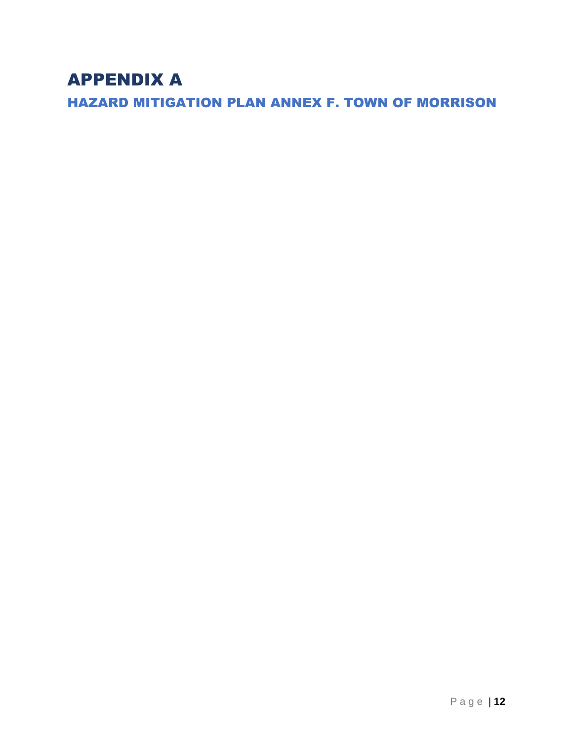# APPENDIX A

## HAZARD MITIGATION PLAN ANNEX F. TOWN OF MORRISON